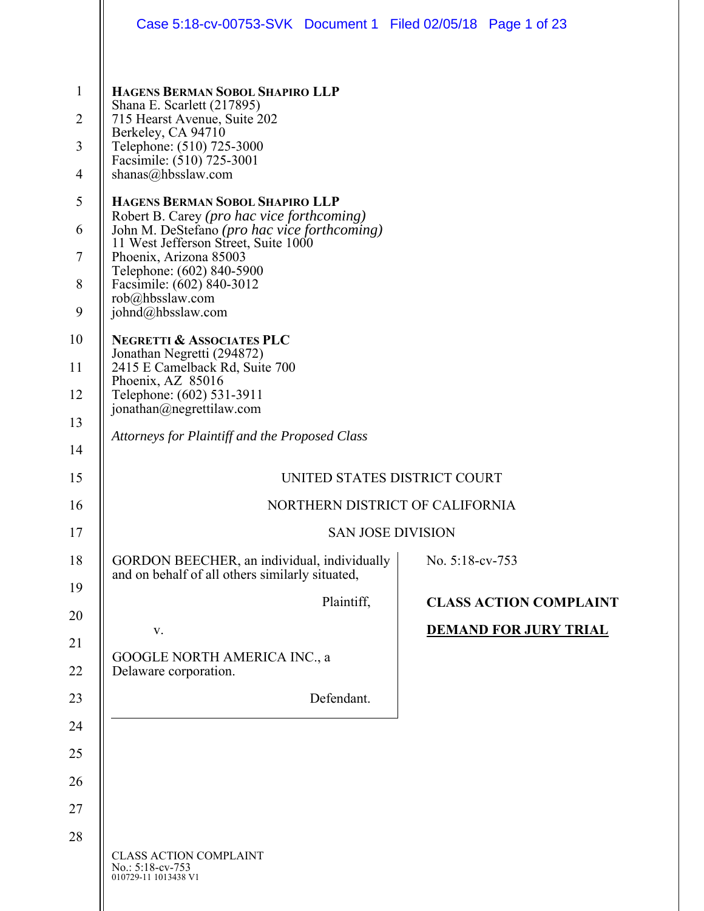**HAGENS BERMAN SOBOL SHAPIRO LLP**
Shana E. Scarlett (217895)
715 Hearst Avenue, Suite 202
Berkeley, CA 94710
Telephone: (510) 725-3000
Facsimile: (510) 725-3001
shanas@hbsslaw.com

**HAGENS BERMAN SOBOL SHAPIRO LLP**
Robert B. Carey *(pro hac vice forthcoming)*
John M. DeStefano *(pro hac vice forthcoming)*
11 West Jefferson Street, Suite 1000
Phoenix, Arizona 85003
Telephone: (602) 840-5900
Facsimile: (602) 840-3012
rob@hbsslaw.com
johnd@hbsslaw.com

**NEGRETTI & ASSOCIATES PLC**
Jonathan Negretti (294872)
2415 E Camelback Rd, Suite 700
Phoenix, AZ 85016
Telephone: (602) 531-3911
jonathan@negrettilaw.com

*Attorneys for Plaintiff and the Proposed Class*

UNITED STATES DISTRICT COURT

NORTHERN DISTRICT OF CALIFORNIA

SAN JOSE DIVISION

GORDON BEECHER, an individual, individually and on behalf of all others similarly situated,

Plaintiff,

v.

GOOGLE NORTH AMERICA INC., a Delaware corporation.

Defendant.

No. 5:18-cv-753

**CLASS ACTION COMPLAINT**

**DEMAND FOR JURY TRIAL**

CLASS ACTION COMPLAINT
No.: 5:18-cv-753
010729-11 1013438 V1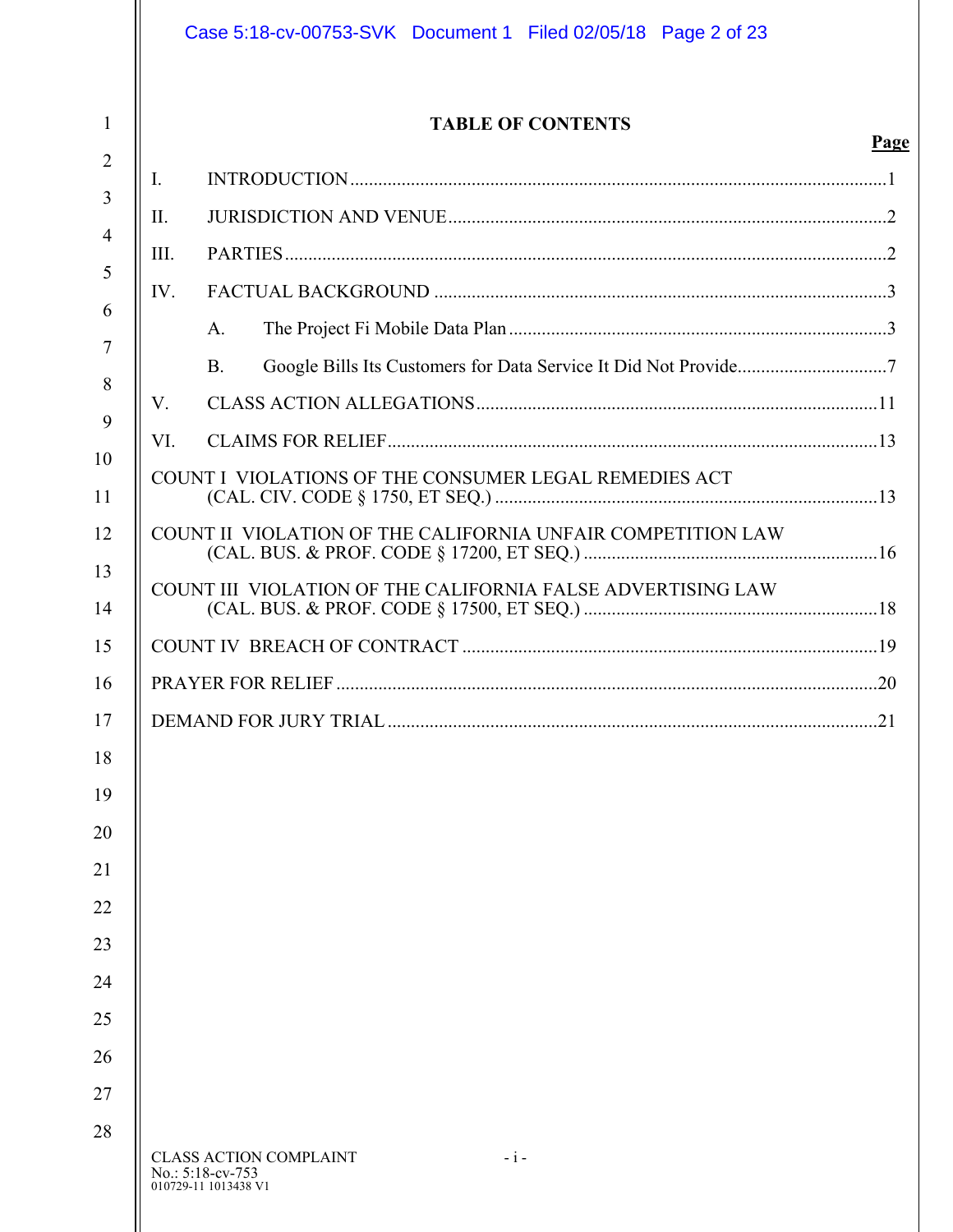# TABLE OF CONTENTS

| | Page |
|---|---|
| I. INTRODUCTION | 1 |
| II. JURISDICTION AND VENUE | 2 |
| III. PARTIES | 2 |
| IV. FACTUAL BACKGROUND | 3 |
| A. The Project Fi Mobile Data Plan | 3 |
| B. Google Bills Its Customers for Data Service It Did Not Provide | 7 |
| V. CLASS ACTION ALLEGATIONS | 11 |
| VI. CLAIMS FOR RELIEF | 13 |
| COUNT I VIOLATIONS OF THE CONSUMER LEGAL REMEDIES ACT (CAL. CIV. CODE § 1750, ET SEQ.) | 13 |
| COUNT II VIOLATION OF THE CALIFORNIA UNFAIR COMPETITION LAW (CAL. BUS. & PROF. CODE § 17200, ET SEQ.) | 16 |
| COUNT III VIOLATION OF THE CALIFORNIA FALSE ADVERTISING LAW (CAL. BUS. & PROF. CODE § 17500, ET SEQ.) | 18 |
| COUNT IV BREACH OF CONTRACT | 19 |
| PRAYER FOR RELIEF | 20 |
| DEMAND FOR JURY TRIAL | 21 |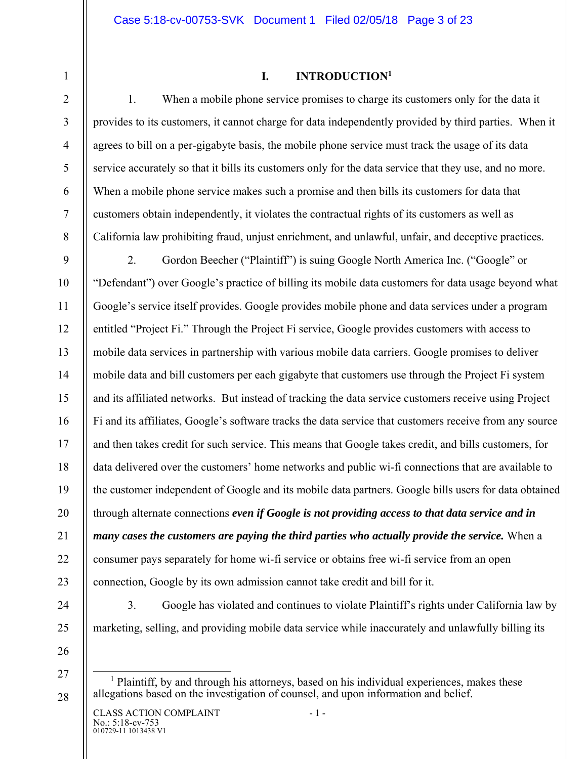# I. INTRODUCTION[1]

1. When a mobile phone service promises to charge its customers only for the data it provides to its customers, it cannot charge for data independently provided by third parties. When it agrees to bill on a per-gigabyte basis, the mobile phone service must track the usage of its data service accurately so that it bills its customers only for the data service that they use, and no more. When a mobile phone service makes such a promise and then bills its customers for data that customers obtain independently, it violates the contractual rights of its customers as well as California law prohibiting fraud, unjust enrichment, and unlawful, unfair, and deceptive practices.

2. Gordon Beecher ("Plaintiff") is suing Google North America Inc. ("Google" or "Defendant") over Google's practice of billing its mobile data customers for data usage beyond what Google's service itself provides. Google provides mobile phone and data services under a program entitled "Project Fi." Through the Project Fi service, Google provides customers with access to mobile data services in partnership with various mobile data carriers. Google promises to deliver mobile data and bill customers per each gigabyte that customers use through the Project Fi system and its affiliated networks. But instead of tracking the data service customers receive using Project Fi and its affiliates, Google's software tracks the data service that customers receive from any source and then takes credit for such service. This means that Google takes credit, and bills customers, for data delivered over the customers' home networks and public wi-fi connections that are available to the customer independent of Google and its mobile data partners. Google bills users for data obtained through alternate connections ***even if Google is not providing access to that data service and in many cases the customers are paying the third parties who actually provide the service.*** When a consumer pays separately for home wi-fi service or obtains free wi-fi service from an open connection, Google by its own admission cannot take credit and bill for it.

3. Google has violated and continues to violate Plaintiff's rights under California law by marketing, selling, and providing mobile data service while inaccurately and unlawfully billing its

[1] Plaintiff, by and through his attorneys, based on his individual experiences, makes these allegations based on the investigation of counsel, and upon information and belief.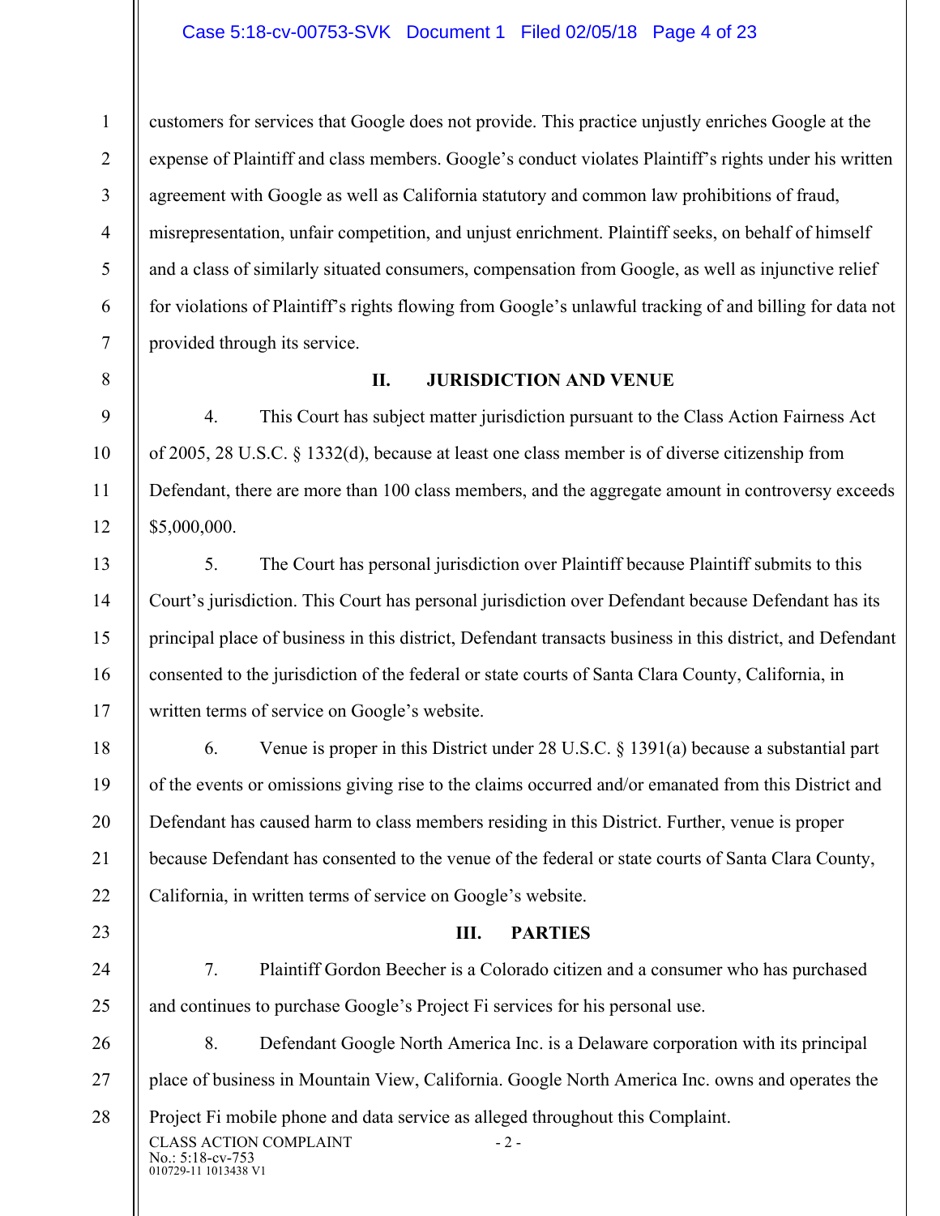customers for services that Google does not provide. This practice unjustly enriches Google at the expense of Plaintiff and class members. Google's conduct violates Plaintiff's rights under his written agreement with Google as well as California statutory and common law prohibitions of fraud, misrepresentation, unfair competition, and unjust enrichment. Plaintiff seeks, on behalf of himself and a class of similarly situated consumers, compensation from Google, as well as injunctive relief for violations of Plaintiff's rights flowing from Google's unlawful tracking of and billing for data not provided through its service.

## II. JURISDICTION AND VENUE

4. This Court has subject matter jurisdiction pursuant to the Class Action Fairness Act of 2005, 28 U.S.C. § 1332(d), because at least one class member is of diverse citizenship from Defendant, there are more than 100 class members, and the aggregate amount in controversy exceeds $5,000,000.

5. The Court has personal jurisdiction over Plaintiff because Plaintiff submits to this Court's jurisdiction. This Court has personal jurisdiction over Defendant because Defendant has its principal place of business in this district, Defendant transacts business in this district, and Defendant consented to the jurisdiction of the federal or state courts of Santa Clara County, California, in written terms of service on Google's website.

6. Venue is proper in this District under 28 U.S.C. § 1391(a) because a substantial part of the events or omissions giving rise to the claims occurred and/or emanated from this District and Defendant has caused harm to class members residing in this District. Further, venue is proper because Defendant has consented to the venue of the federal or state courts of Santa Clara County, California, in written terms of service on Google's website.

## III. PARTIES

7. Plaintiff Gordon Beecher is a Colorado citizen and a consumer who has purchased and continues to purchase Google's Project Fi services for his personal use.

8. Defendant Google North America Inc. is a Delaware corporation with its principal place of business in Mountain View, California. Google North America Inc. owns and operates the Project Fi mobile phone and data service as alleged throughout this Complaint.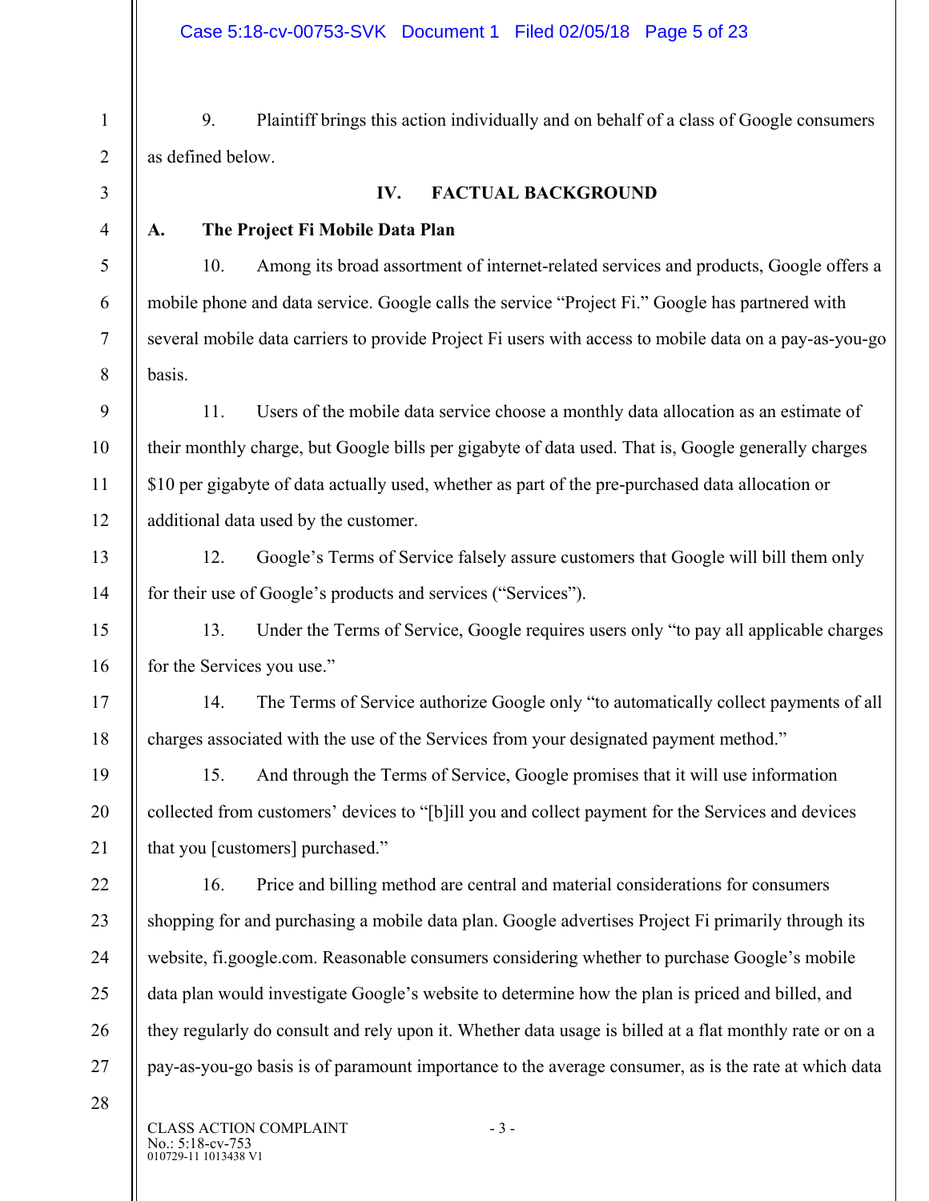9. Plaintiff brings this action individually and on behalf of a class of Google consumers as defined below.

## IV. FACTUAL BACKGROUND

### A. The Project Fi Mobile Data Plan

10. Among its broad assortment of internet-related services and products, Google offers a mobile phone and data service. Google calls the service "Project Fi." Google has partnered with several mobile data carriers to provide Project Fi users with access to mobile data on a pay-as-you-go basis.

11. Users of the mobile data service choose a monthly data allocation as an estimate of their monthly charge, but Google bills per gigabyte of data used. That is, Google generally charges $10 per gigabyte of data actually used, whether as part of the pre-purchased data allocation or additional data used by the customer.

12. Google's Terms of Service falsely assure customers that Google will bill them only for their use of Google's products and services ("Services").

13. Under the Terms of Service, Google requires users only "to pay all applicable charges for the Services you use."

14. The Terms of Service authorize Google only "to automatically collect payments of all charges associated with the use of the Services from your designated payment method."

15. And through the Terms of Service, Google promises that it will use information collected from customers' devices to "[b]ill you and collect payment for the Services and devices that you [customers] purchased."

16. Price and billing method are central and material considerations for consumers shopping for and purchasing a mobile data plan. Google advertises Project Fi primarily through its website, fi.google.com. Reasonable consumers considering whether to purchase Google's mobile data plan would investigate Google's website to determine how the plan is priced and billed, and they regularly do consult and rely upon it. Whether data usage is billed at a flat monthly rate or on a pay-as-you-go basis is of paramount importance to the average consumer, as is the rate at which data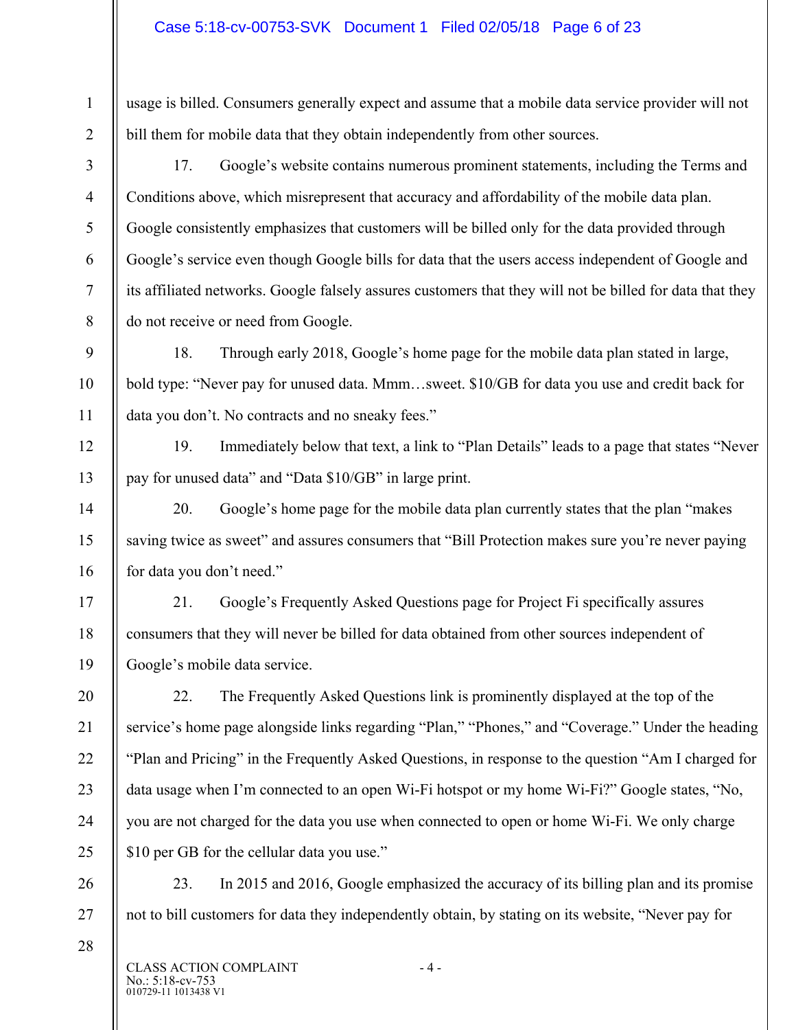usage is billed. Consumers generally expect and assume that a mobile data service provider will not bill them for mobile data that they obtain independently from other sources.

17. Google's website contains numerous prominent statements, including the Terms and Conditions above, which misrepresent that accuracy and affordability of the mobile data plan. Google consistently emphasizes that customers will be billed only for the data provided through Google's service even though Google bills for data that the users access independent of Google and its affiliated networks. Google falsely assures customers that they will not be billed for data that they do not receive or need from Google.

18. Through early 2018, Google's home page for the mobile data plan stated in large, bold type: "Never pay for unused data. Mmm…sweet. $10/GB for data you use and credit back for data you don't. No contracts and no sneaky fees."

19. Immediately below that text, a link to "Plan Details" leads to a page that states "Never pay for unused data" and "Data $10/GB" in large print.

20. Google's home page for the mobile data plan currently states that the plan "makes saving twice as sweet" and assures consumers that "Bill Protection makes sure you're never paying for data you don't need."

21. Google's Frequently Asked Questions page for Project Fi specifically assures consumers that they will never be billed for data obtained from other sources independent of Google's mobile data service.

22. The Frequently Asked Questions link is prominently displayed at the top of the service's home page alongside links regarding "Plan," "Phones," and "Coverage." Under the heading "Plan and Pricing" in the Frequently Asked Questions, in response to the question "Am I charged for data usage when I'm connected to an open Wi-Fi hotspot or my home Wi-Fi?" Google states, "No, you are not charged for the data you use when connected to open or home Wi-Fi. We only charge $10 per GB for the cellular data you use."

23. In 2015 and 2016, Google emphasized the accuracy of its billing plan and its promise not to bill customers for data they independently obtain, by stating on its website, "Never pay for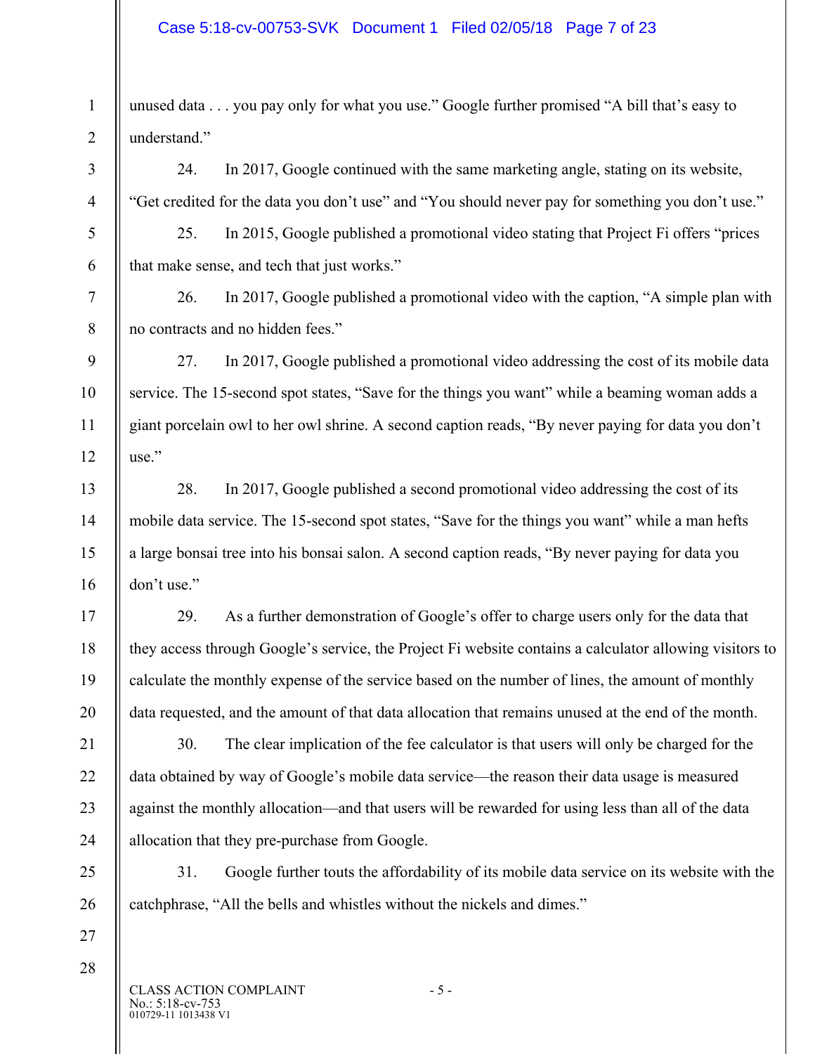unused data . . . you pay only for what you use." Google further promised "A bill that's easy to understand."

24. In 2017, Google continued with the same marketing angle, stating on its website, "Get credited for the data you don't use" and "You should never pay for something you don't use."

25. In 2015, Google published a promotional video stating that Project Fi offers "prices that make sense, and tech that just works."

26. In 2017, Google published a promotional video with the caption, "A simple plan with no contracts and no hidden fees."

27. In 2017, Google published a promotional video addressing the cost of its mobile data service. The 15-second spot states, "Save for the things you want" while a beaming woman adds a giant porcelain owl to her owl shrine. A second caption reads, "By never paying for data you don't use."

28. In 2017, Google published a second promotional video addressing the cost of its mobile data service. The 15-second spot states, "Save for the things you want" while a man hefts a large bonsai tree into his bonsai salon. A second caption reads, "By never paying for data you don't use."

29. As a further demonstration of Google's offer to charge users only for the data that they access through Google's service, the Project Fi website contains a calculator allowing visitors to calculate the monthly expense of the service based on the number of lines, the amount of monthly data requested, and the amount of that data allocation that remains unused at the end of the month.

30. The clear implication of the fee calculator is that users will only be charged for the data obtained by way of Google's mobile data service—the reason their data usage is measured against the monthly allocation—and that users will be rewarded for using less than all of the data allocation that they pre-purchase from Google.

31. Google further touts the affordability of its mobile data service on its website with the catchphrase, "All the bells and whistles without the nickels and dimes."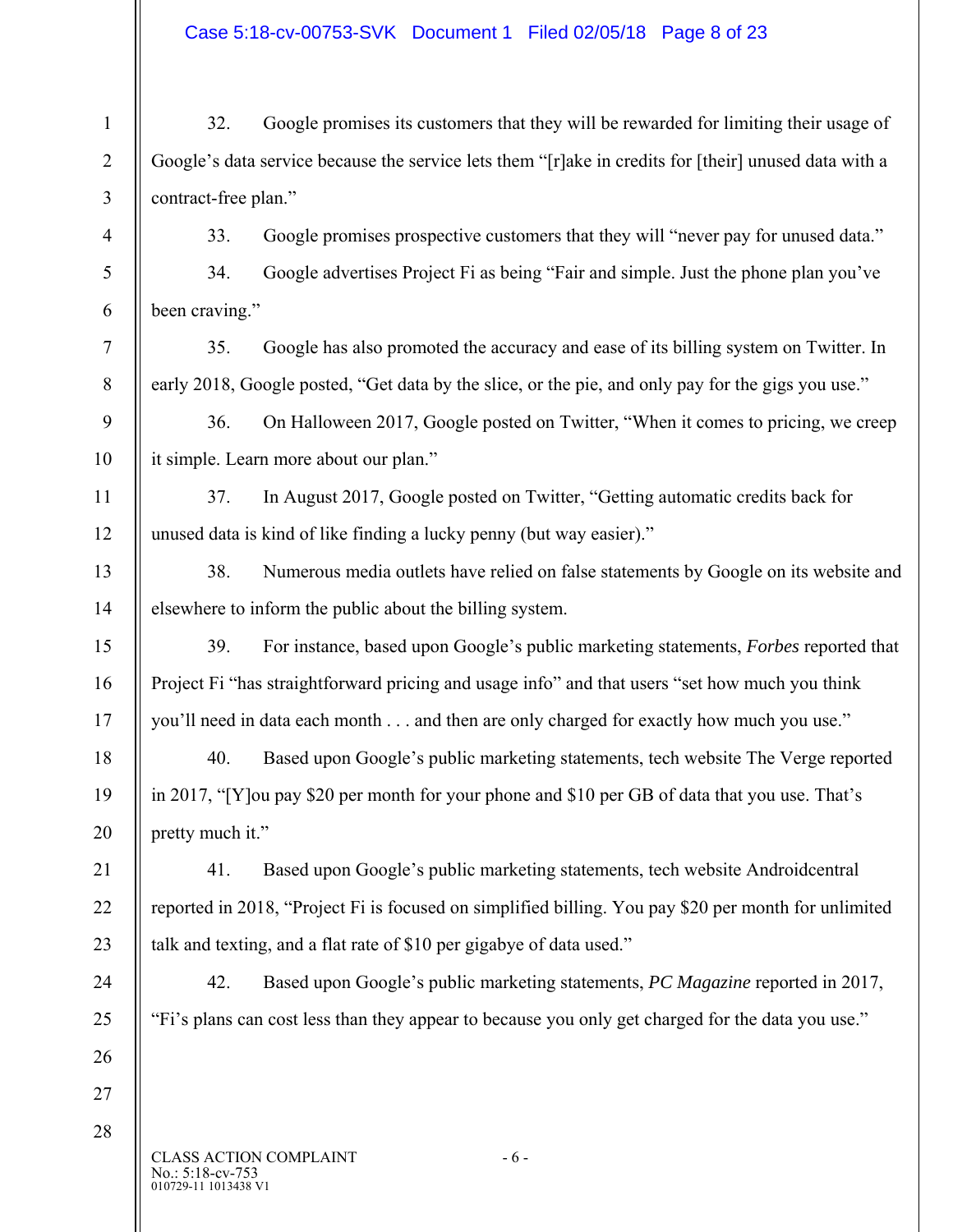32. Google promises its customers that they will be rewarded for limiting their usage of Google's data service because the service lets them "[r]ake in credits for [their] unused data with a contract-free plan."

33. Google promises prospective customers that they will "never pay for unused data."

34. Google advertises Project Fi as being "Fair and simple. Just the phone plan you've been craving."

35. Google has also promoted the accuracy and ease of its billing system on Twitter. In early 2018, Google posted, "Get data by the slice, or the pie, and only pay for the gigs you use."

36. On Halloween 2017, Google posted on Twitter, "When it comes to pricing, we creep it simple. Learn more about our plan."

37. In August 2017, Google posted on Twitter, "Getting automatic credits back for unused data is kind of like finding a lucky penny (but way easier)."

38. Numerous media outlets have relied on false statements by Google on its website and elsewhere to inform the public about the billing system.

39. For instance, based upon Google's public marketing statements, *Forbes* reported that Project Fi "has straightforward pricing and usage info" and that users "set how much you think you'll need in data each month . . . and then are only charged for exactly how much you use."

40. Based upon Google's public marketing statements, tech website The Verge reported in 2017, "[Y]ou pay $20 per month for your phone and $10 per GB of data that you use. That's pretty much it."

41. Based upon Google's public marketing statements, tech website Androidcentral reported in 2018, "Project Fi is focused on simplified billing. You pay $20 per month for unlimited talk and texting, and a flat rate of $10 per gigabye of data used."

42. Based upon Google's public marketing statements, *PC Magazine* reported in 2017, "Fi's plans can cost less than they appear to because you only get charged for the data you use."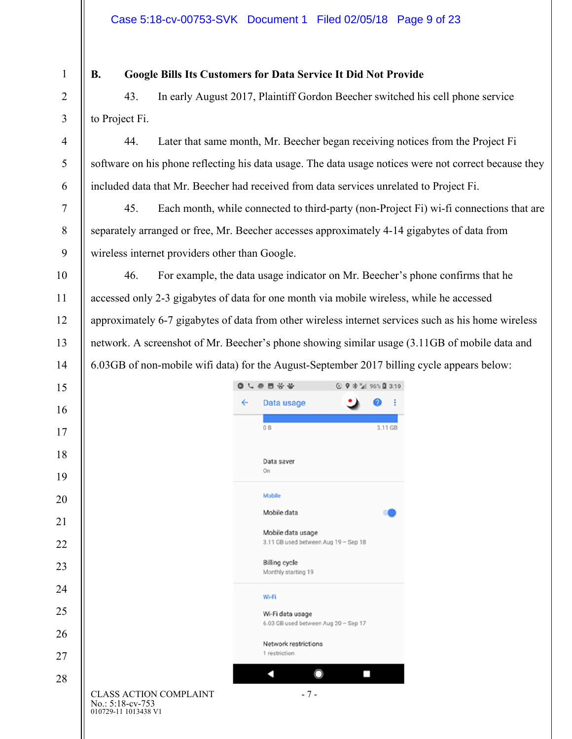## B. Google Bills Its Customers for Data Service It Did Not Provide

43. In early August 2017, Plaintiff Gordon Beecher switched his cell phone service to Project Fi.

44. Later that same month, Mr. Beecher began receiving notices from the Project Fi software on his phone reflecting his data usage. The data usage notices were not correct because they included data that Mr. Beecher had received from data services unrelated to Project Fi.

45. Each month, while connected to third-party (non-Project Fi) wi-fi connections that are separately arranged or free, Mr. Beecher accesses approximately 4-14 gigabytes of data from wireless internet providers other than Google.

46. For example, the data usage indicator on Mr. Beecher's phone confirms that he accessed only 2-3 gigabytes of data for one month via mobile wireless, while he accessed approximately 6-7 gigabytes of data from other wireless internet services such as his home wireless network. A screenshot of Mr. Beecher's phone showing similar usage (3.11GB of mobile data and 6.03GB of non-mobile wifi data) for the August-September 2017 billing cycle appears below:

Data usage

0 B — 3.11 GB

Data saver
On

Mobile

Mobile data

Mobile data usage
3.11 GB used between Aug 19 – Sep 18

Billing cycle
Monthly starting 19

Wi-Fi

Wi-Fi data usage
6.03 GB used between Aug 20 – Sep 17

Network restrictions
1 restriction

CLASS ACTION COMPLAINT
No.: 5:18-cv-753
010729-11 1013438 V1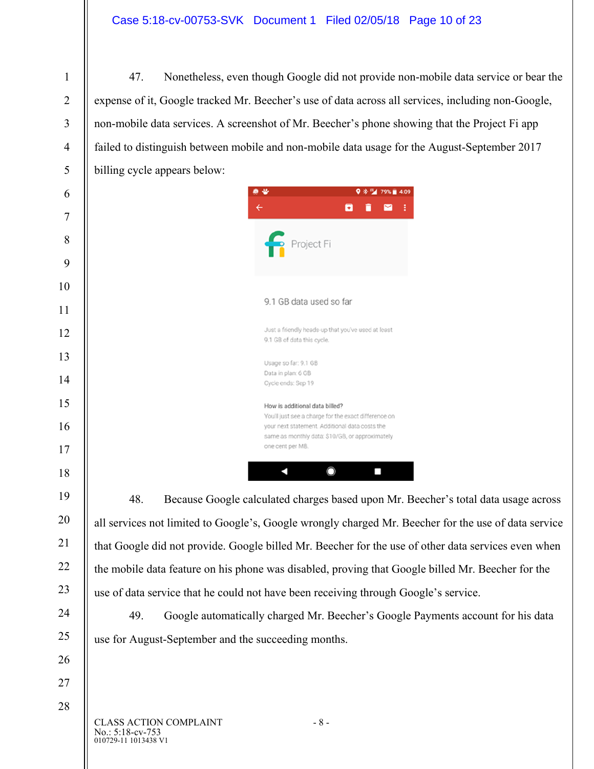47. Nonetheless, even though Google did not provide non-mobile data service or bear the expense of it, Google tracked Mr. Beecher's use of data across all services, including non-Google, non-mobile data services. A screenshot of Mr. Beecher's phone showing that the Project Fi app failed to distinguish between mobile and non-mobile data usage for the August-September 2017 billing cycle appears below:

Project Fi

9.1 GB data used so far

Just a friendly heads-up that you've used at least 9.1 GB of data this cycle.

Usage so far: 9.1 GB
Data in plan: 6 GB
Cycle ends: Sep 19

**How is additional data billed?**
You'll just see a charge for the exact difference on your next statement. Additional data costs the same as monthly data: $10/GB, or approximately one cent per MB.

48. Because Google calculated charges based upon Mr. Beecher's total data usage across all services not limited to Google's, Google wrongly charged Mr. Beecher for the use of data service that Google did not provide. Google billed Mr. Beecher for the use of other data services even when the mobile data feature on his phone was disabled, proving that Google billed Mr. Beecher for the use of data service that he could not have been receiving through Google's service.

49. Google automatically charged Mr. Beecher's Google Payments account for his data use for August-September and the succeeding months.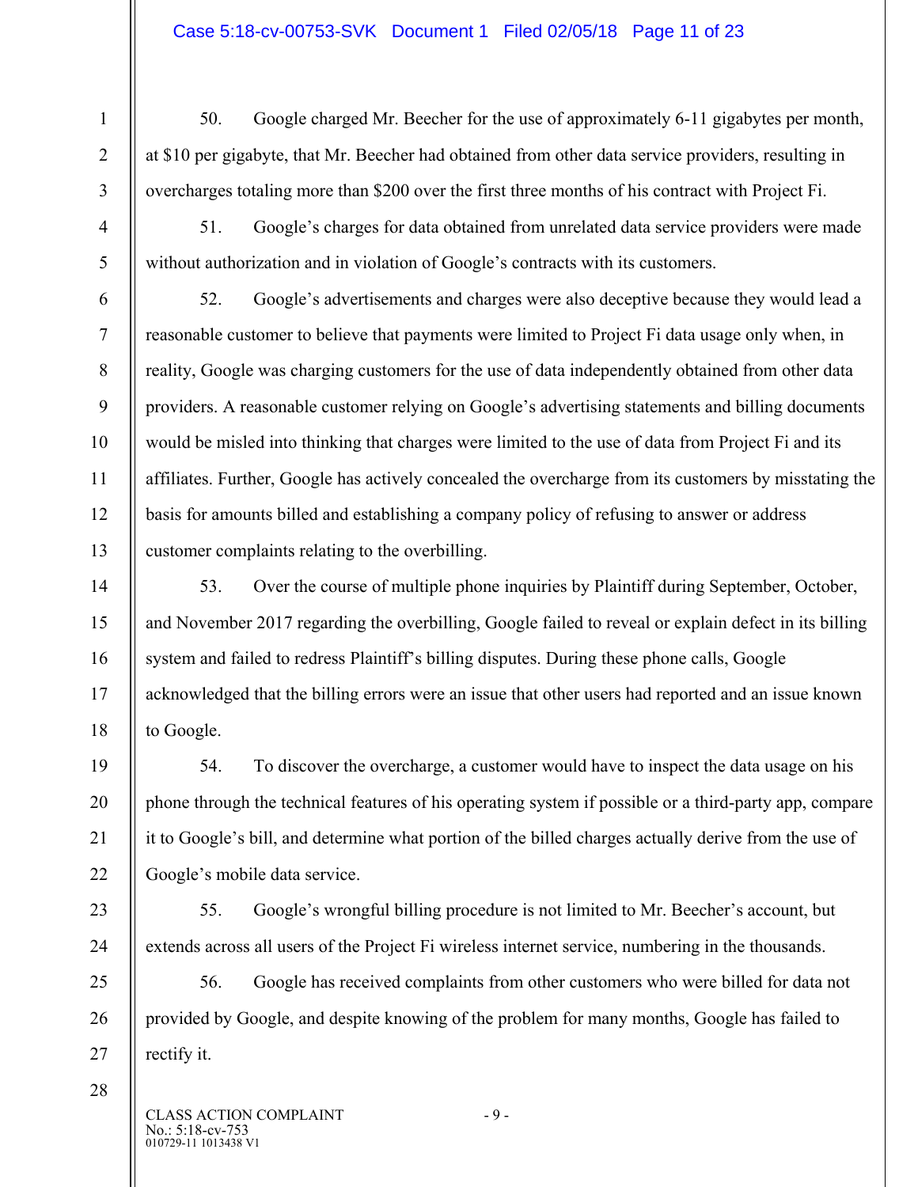50. Google charged Mr. Beecher for the use of approximately 6-11 gigabytes per month, at $10 per gigabyte, that Mr. Beecher had obtained from other data service providers, resulting in overcharges totaling more than $200 over the first three months of his contract with Project Fi.

51. Google's charges for data obtained from unrelated data service providers were made without authorization and in violation of Google's contracts with its customers.

52. Google's advertisements and charges were also deceptive because they would lead a reasonable customer to believe that payments were limited to Project Fi data usage only when, in reality, Google was charging customers for the use of data independently obtained from other data providers. A reasonable customer relying on Google's advertising statements and billing documents would be misled into thinking that charges were limited to the use of data from Project Fi and its affiliates. Further, Google has actively concealed the overcharge from its customers by misstating the basis for amounts billed and establishing a company policy of refusing to answer or address customer complaints relating to the overbilling.

53. Over the course of multiple phone inquiries by Plaintiff during September, October, and November 2017 regarding the overbilling, Google failed to reveal or explain defect in its billing system and failed to redress Plaintiff's billing disputes. During these phone calls, Google acknowledged that the billing errors were an issue that other users had reported and an issue known to Google.

54. To discover the overcharge, a customer would have to inspect the data usage on his phone through the technical features of his operating system if possible or a third-party app, compare it to Google's bill, and determine what portion of the billed charges actually derive from the use of Google's mobile data service.

55. Google's wrongful billing procedure is not limited to Mr. Beecher's account, but extends across all users of the Project Fi wireless internet service, numbering in the thousands.

56. Google has received complaints from other customers who were billed for data not provided by Google, and despite knowing of the problem for many months, Google has failed to rectify it.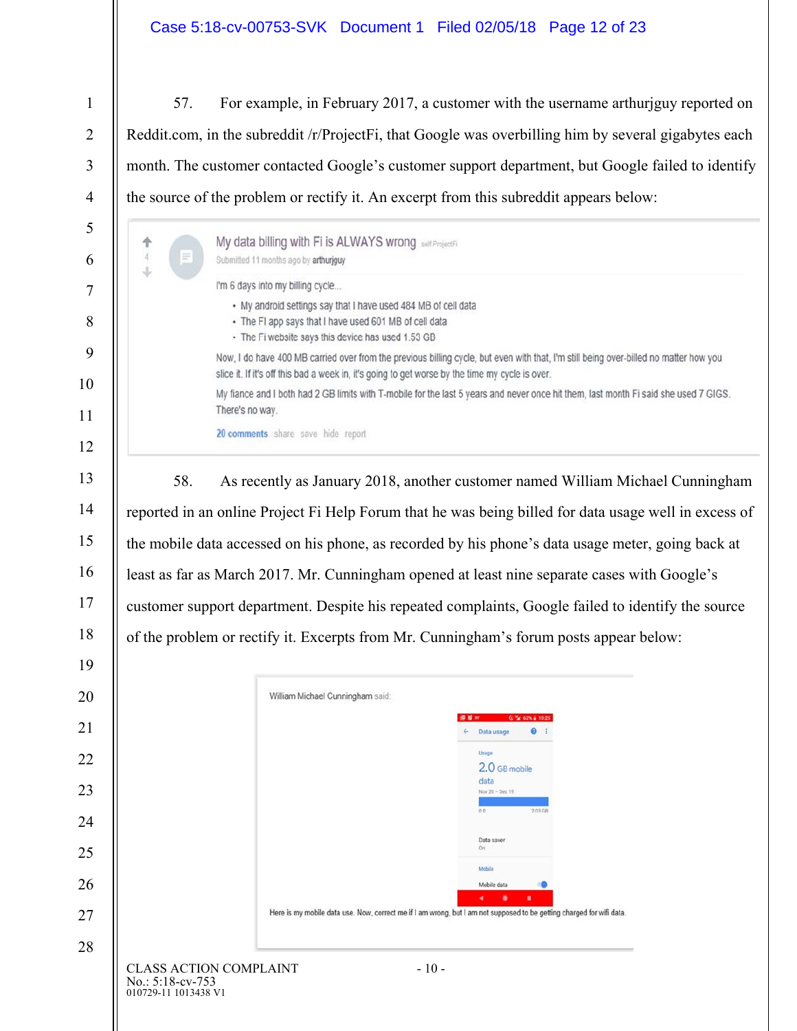57. For example, in February 2017, a customer with the username arthurjguy reported on Reddit.com, in the subreddit /r/ProjectFi, that Google was overbilling him by several gigabytes each month. The customer contacted Google's customer support department, but Google failed to identify the source of the problem or rectify it. An excerpt from this subreddit appears below:

> **My data billing with Fi is ALWAYS wrong** self.ProjectFi
>
> Submitted 11 months ago by arthurjguy
>
> I'm 6 days into my billing cycle...
>
> - My android settings say that I have used 484 MB of cell data
> - The FI app says that I have used 601 MB of cell data
> - The Fi website says this device has used 1.53 GB
>
> Now, I do have 400 MB carried over from the previous billing cycle, but even with that, I'm still being over-billed no matter how you slice it. If it's off this bad a week in, it's going to get worse by the time my cycle is over.
>
> My fiance and I both had 2 GB limits with T-mobile for the last 5 years and never once hit them, last month Fi said she used 7 GIGS. There's no way.
>
> 20 comments share save hide report

58. As recently as January 2018, another customer named William Michael Cunningham reported in an online Project Fi Help Forum that he was being billed for data usage well in excess of the mobile data accessed on his phone, as recorded by his phone's data usage meter, going back at least as far as March 2017. Mr. Cunningham opened at least nine separate cases with Google's customer support department. Despite his repeated complaints, Google failed to identify the source of the problem or rectify it. Excerpts from Mr. Cunningham's forum posts appear below:

> William Michael Cunningham said:
>
> Data usage
>
> Usage
>
> 2.0 GB mobile data
>
> Nov 20 – Dec 19
>
> Data saver
> On
>
> Mobile
>
> Mobile data
>
> Here is my mobile data use. Now, correct me if I am wrong, but I am not supposed to be getting charged for wifi data.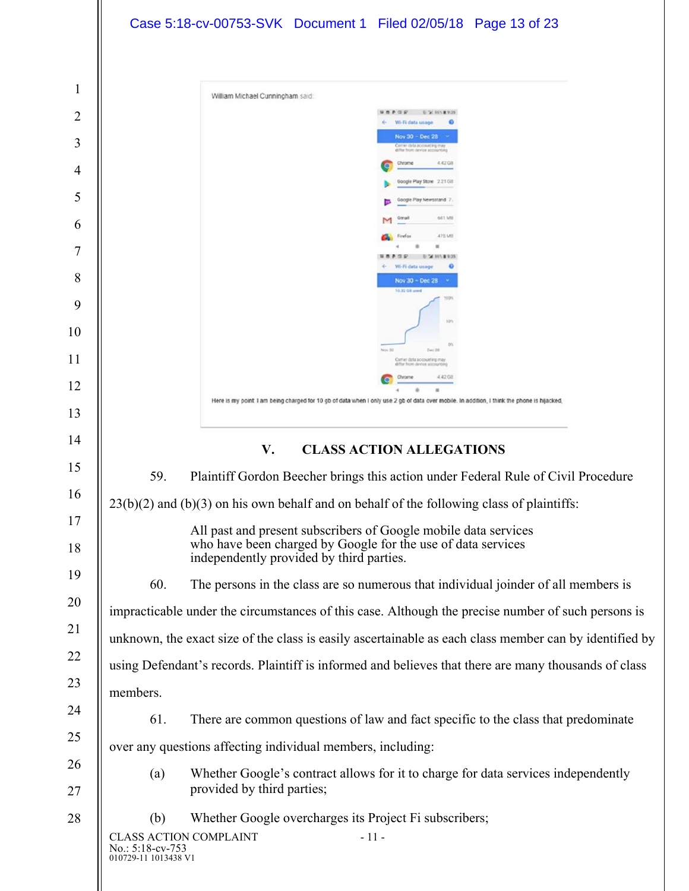William Michael Cunningham said:

Here is my point: I am being charged for 10 gb of data when I only use 2 gb of data over mobile. In addition, I think the phone is hijacked.

## V. CLASS ACTION ALLEGATIONS

59. Plaintiff Gordon Beecher brings this action under Federal Rule of Civil Procedure 23(b)(2) and (b)(3) on his own behalf and on behalf of the following class of plaintiffs:

> All past and present subscribers of Google mobile data services who have been charged by Google for the use of data services independently provided by third parties.

60. The persons in the class are so numerous that individual joinder of all members is impracticable under the circumstances of this case. Although the precise number of such persons is unknown, the exact size of the class is easily ascertainable as each class member can by identified by using Defendant's records. Plaintiff is informed and believes that there are many thousands of class members.

61. There are common questions of law and fact specific to the class that predominate over any questions affecting individual members, including:

(a) Whether Google's contract allows for it to charge for data services independently provided by third parties;

(b) Whether Google overcharges its Project Fi subscribers;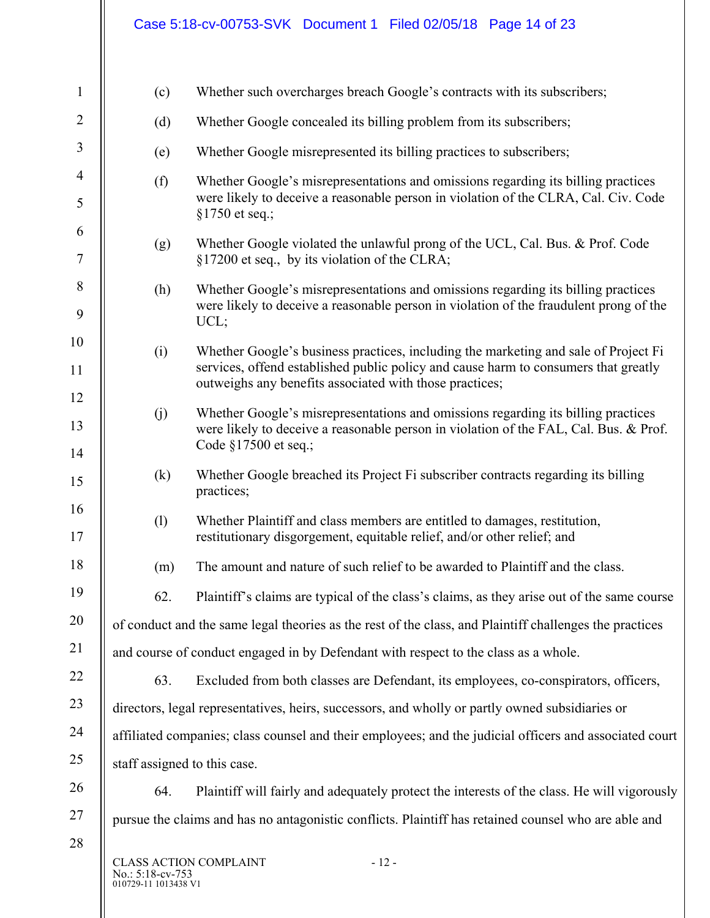(c) Whether such overcharges breach Google's contracts with its subscribers;

(d) Whether Google concealed its billing problem from its subscribers;

(e) Whether Google misrepresented its billing practices to subscribers;

(f) Whether Google's misrepresentations and omissions regarding its billing practices were likely to deceive a reasonable person in violation of the CLRA, Cal. Civ. Code §1750 et seq.;

(g) Whether Google violated the unlawful prong of the UCL, Cal. Bus. & Prof. Code §17200 et seq., by its violation of the CLRA;

(h) Whether Google's misrepresentations and omissions regarding its billing practices were likely to deceive a reasonable person in violation of the fraudulent prong of the UCL;

(i) Whether Google's business practices, including the marketing and sale of Project Fi services, offend established public policy and cause harm to consumers that greatly outweighs any benefits associated with those practices;

(j) Whether Google's misrepresentations and omissions regarding its billing practices were likely to deceive a reasonable person in violation of the FAL, Cal. Bus. & Prof. Code §17500 et seq.;

(k) Whether Google breached its Project Fi subscriber contracts regarding its billing practices;

(l) Whether Plaintiff and class members are entitled to damages, restitution, restitutionary disgorgement, equitable relief, and/or other relief; and

(m) The amount and nature of such relief to be awarded to Plaintiff and the class.

62. Plaintiff's claims are typical of the class's claims, as they arise out of the same course of conduct and the same legal theories as the rest of the class, and Plaintiff challenges the practices and course of conduct engaged in by Defendant with respect to the class as a whole.

63. Excluded from both classes are Defendant, its employees, co-conspirators, officers, directors, legal representatives, heirs, successors, and wholly or partly owned subsidiaries or affiliated companies; class counsel and their employees; and the judicial officers and associated court staff assigned to this case.

64. Plaintiff will fairly and adequately protect the interests of the class. He will vigorously pursue the claims and has no antagonistic conflicts. Plaintiff has retained counsel who are able and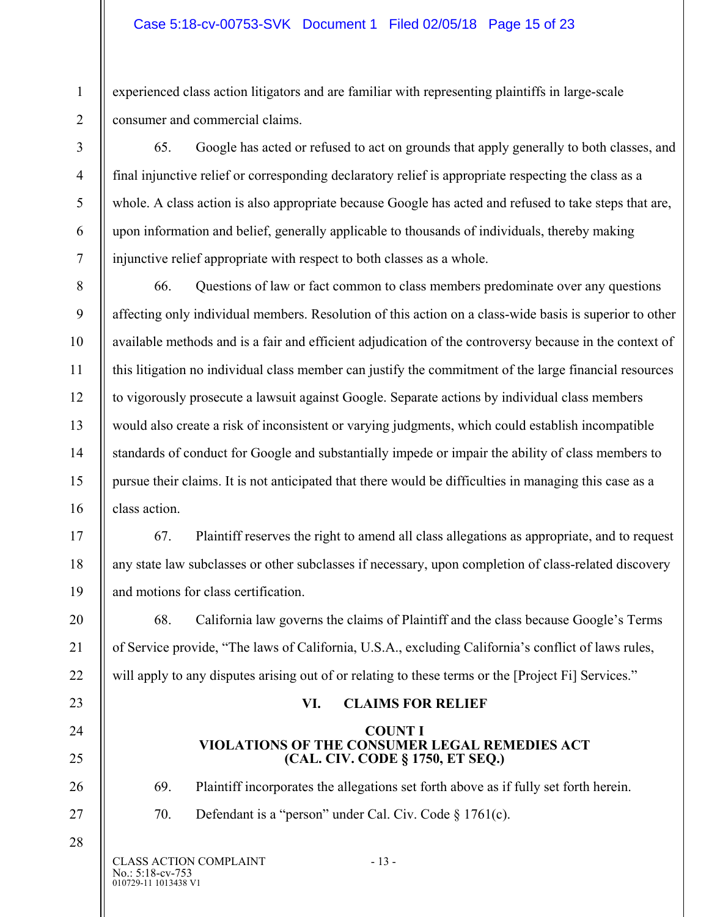experienced class action litigators and are familiar with representing plaintiffs in large-scale consumer and commercial claims.

65. Google has acted or refused to act on grounds that apply generally to both classes, and final injunctive relief or corresponding declaratory relief is appropriate respecting the class as a whole. A class action is also appropriate because Google has acted and refused to take steps that are, upon information and belief, generally applicable to thousands of individuals, thereby making injunctive relief appropriate with respect to both classes as a whole.

66. Questions of law or fact common to class members predominate over any questions affecting only individual members. Resolution of this action on a class-wide basis is superior to other available methods and is a fair and efficient adjudication of the controversy because in the context of this litigation no individual class member can justify the commitment of the large financial resources to vigorously prosecute a lawsuit against Google. Separate actions by individual class members would also create a risk of inconsistent or varying judgments, which could establish incompatible standards of conduct for Google and substantially impede or impair the ability of class members to pursue their claims. It is not anticipated that there would be difficulties in managing this case as a class action.

67. Plaintiff reserves the right to amend all class allegations as appropriate, and to request any state law subclasses or other subclasses if necessary, upon completion of class-related discovery and motions for class certification.

68. California law governs the claims of Plaintiff and the class because Google's Terms of Service provide, "The laws of California, U.S.A., excluding California's conflict of laws rules, will apply to any disputes arising out of or relating to these terms or the [Project Fi] Services."

## VI. CLAIMS FOR RELIEF

### COUNT I
### VIOLATIONS OF THE CONSUMER LEGAL REMEDIES ACT (CAL. CIV. CODE § 1750, ET SEQ.)

69. Plaintiff incorporates the allegations set forth above as if fully set forth herein.

70. Defendant is a "person" under Cal. Civ. Code § 1761(c).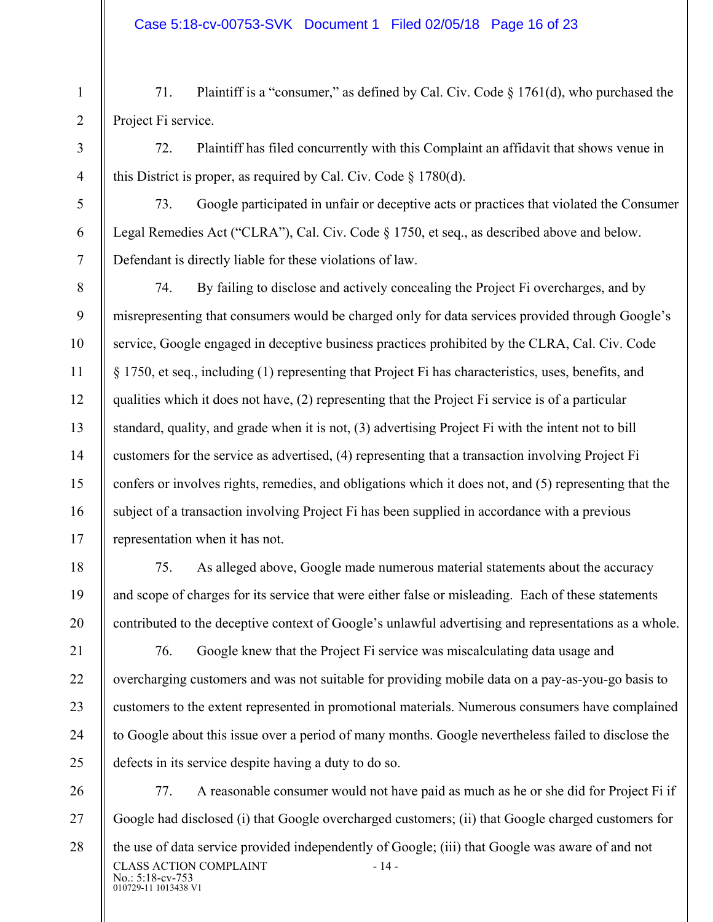71. Plaintiff is a "consumer," as defined by Cal. Civ. Code § 1761(d), who purchased the Project Fi service.

72. Plaintiff has filed concurrently with this Complaint an affidavit that shows venue in this District is proper, as required by Cal. Civ. Code § 1780(d).

73. Google participated in unfair or deceptive acts or practices that violated the Consumer Legal Remedies Act ("CLRA"), Cal. Civ. Code § 1750, et seq., as described above and below. Defendant is directly liable for these violations of law.

74. By failing to disclose and actively concealing the Project Fi overcharges, and by misrepresenting that consumers would be charged only for data services provided through Google's service, Google engaged in deceptive business practices prohibited by the CLRA, Cal. Civ. Code § 1750, et seq., including (1) representing that Project Fi has characteristics, uses, benefits, and qualities which it does not have, (2) representing that the Project Fi service is of a particular standard, quality, and grade when it is not, (3) advertising Project Fi with the intent not to bill customers for the service as advertised, (4) representing that a transaction involving Project Fi confers or involves rights, remedies, and obligations which it does not, and (5) representing that the subject of a transaction involving Project Fi has been supplied in accordance with a previous representation when it has not.

75. As alleged above, Google made numerous material statements about the accuracy and scope of charges for its service that were either false or misleading. Each of these statements contributed to the deceptive context of Google's unlawful advertising and representations as a whole.

76. Google knew that the Project Fi service was miscalculating data usage and overcharging customers and was not suitable for providing mobile data on a pay-as-you-go basis to customers to the extent represented in promotional materials. Numerous consumers have complained to Google about this issue over a period of many months. Google nevertheless failed to disclose the defects in its service despite having a duty to do so.

77. A reasonable consumer would not have paid as much as he or she did for Project Fi if Google had disclosed (i) that Google overcharged customers; (ii) that Google charged customers for the use of data service provided independently of Google; (iii) that Google was aware of and not

CLASS ACTION COMPLAINT
No.: 5:18-cv-753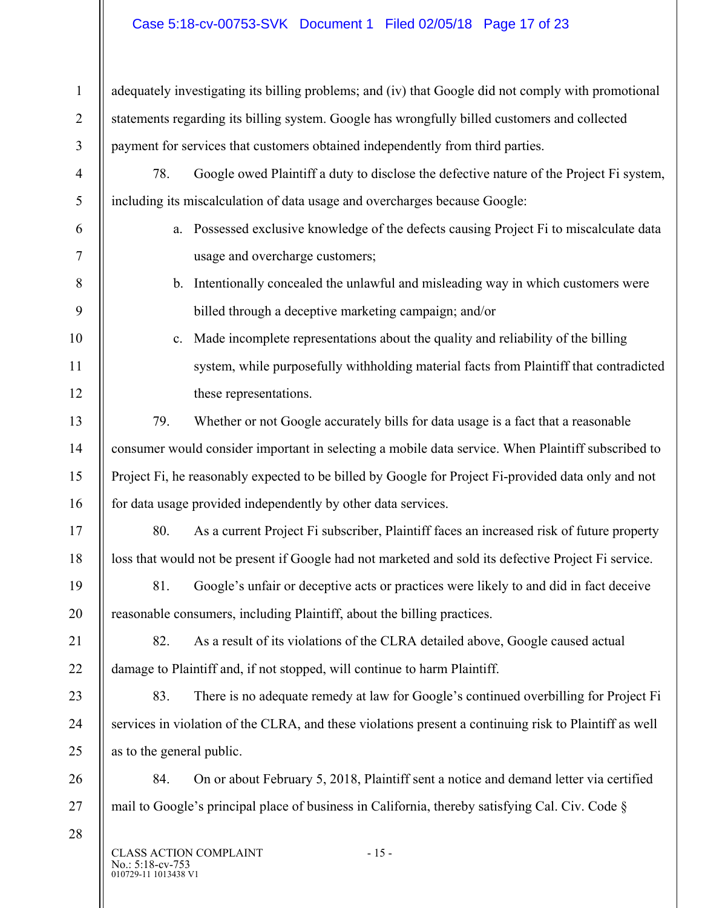adequately investigating its billing problems; and (iv) that Google did not comply with promotional statements regarding its billing system. Google has wrongfully billed customers and collected payment for services that customers obtained independently from third parties.

78. Google owed Plaintiff a duty to disclose the defective nature of the Project Fi system, including its miscalculation of data usage and overcharges because Google:

a. Possessed exclusive knowledge of the defects causing Project Fi to miscalculate data usage and overcharge customers;

b. Intentionally concealed the unlawful and misleading way in which customers were billed through a deceptive marketing campaign; and/or

c. Made incomplete representations about the quality and reliability of the billing system, while purposefully withholding material facts from Plaintiff that contradicted these representations.

79. Whether or not Google accurately bills for data usage is a fact that a reasonable consumer would consider important in selecting a mobile data service. When Plaintiff subscribed to Project Fi, he reasonably expected to be billed by Google for Project Fi-provided data only and not for data usage provided independently by other data services.

80. As a current Project Fi subscriber, Plaintiff faces an increased risk of future property loss that would not be present if Google had not marketed and sold its defective Project Fi service.

81. Google's unfair or deceptive acts or practices were likely to and did in fact deceive reasonable consumers, including Plaintiff, about the billing practices.

82. As a result of its violations of the CLRA detailed above, Google caused actual damage to Plaintiff and, if not stopped, will continue to harm Plaintiff.

83. There is no adequate remedy at law for Google's continued overbilling for Project Fi services in violation of the CLRA, and these violations present a continuing risk to Plaintiff as well as to the general public.

84. On or about February 5, 2018, Plaintiff sent a notice and demand letter via certified mail to Google's principal place of business in California, thereby satisfying Cal. Civ. Code §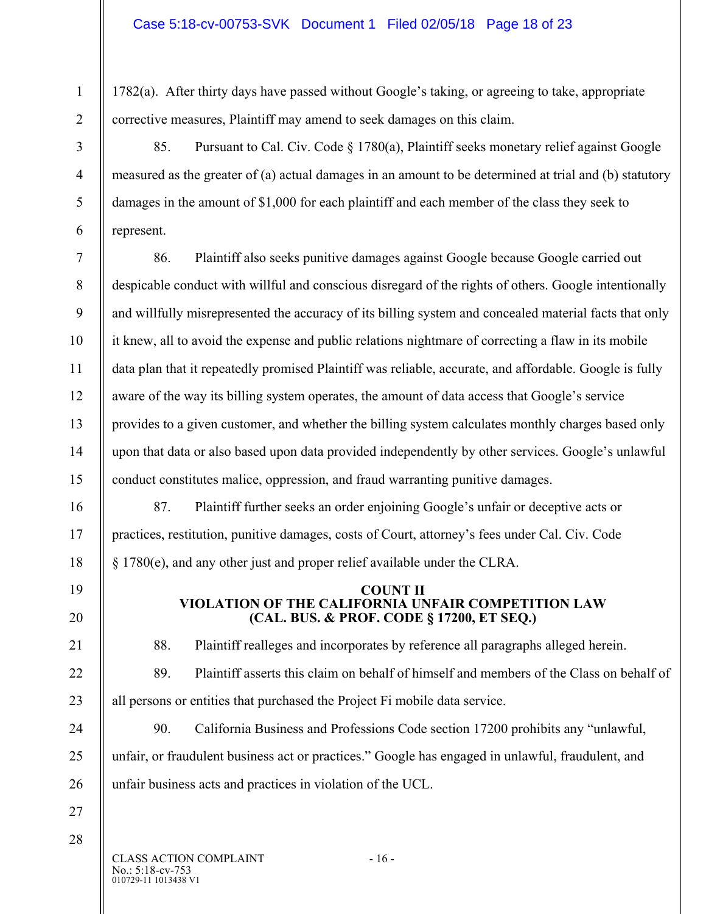1782(a). After thirty days have passed without Google's taking, or agreeing to take, appropriate corrective measures, Plaintiff may amend to seek damages on this claim.

85. Pursuant to Cal. Civ. Code § 1780(a), Plaintiff seeks monetary relief against Google measured as the greater of (a) actual damages in an amount to be determined at trial and (b) statutory damages in the amount of $1,000 for each plaintiff and each member of the class they seek to represent.

86. Plaintiff also seeks punitive damages against Google because Google carried out despicable conduct with willful and conscious disregard of the rights of others. Google intentionally and willfully misrepresented the accuracy of its billing system and concealed material facts that only it knew, all to avoid the expense and public relations nightmare of correcting a flaw in its mobile data plan that it repeatedly promised Plaintiff was reliable, accurate, and affordable. Google is fully aware of the way its billing system operates, the amount of data access that Google's service provides to a given customer, and whether the billing system calculates monthly charges based only upon that data or also based upon data provided independently by other services. Google's unlawful conduct constitutes malice, oppression, and fraud warranting punitive damages.

87. Plaintiff further seeks an order enjoining Google's unfair or deceptive acts or practices, restitution, punitive damages, costs of Court, attorney's fees under Cal. Civ. Code § 1780(e), and any other just and proper relief available under the CLRA.

## COUNT II
## VIOLATION OF THE CALIFORNIA UNFAIR COMPETITION LAW (CAL. BUS. & PROF. CODE § 17200, ET SEQ.)

88. Plaintiff realleges and incorporates by reference all paragraphs alleged herein.

89. Plaintiff asserts this claim on behalf of himself and members of the Class on behalf of all persons or entities that purchased the Project Fi mobile data service.

90. California Business and Professions Code section 17200 prohibits any "unlawful, unfair, or fraudulent business act or practices." Google has engaged in unlawful, fraudulent, and unfair business acts and practices in violation of the UCL.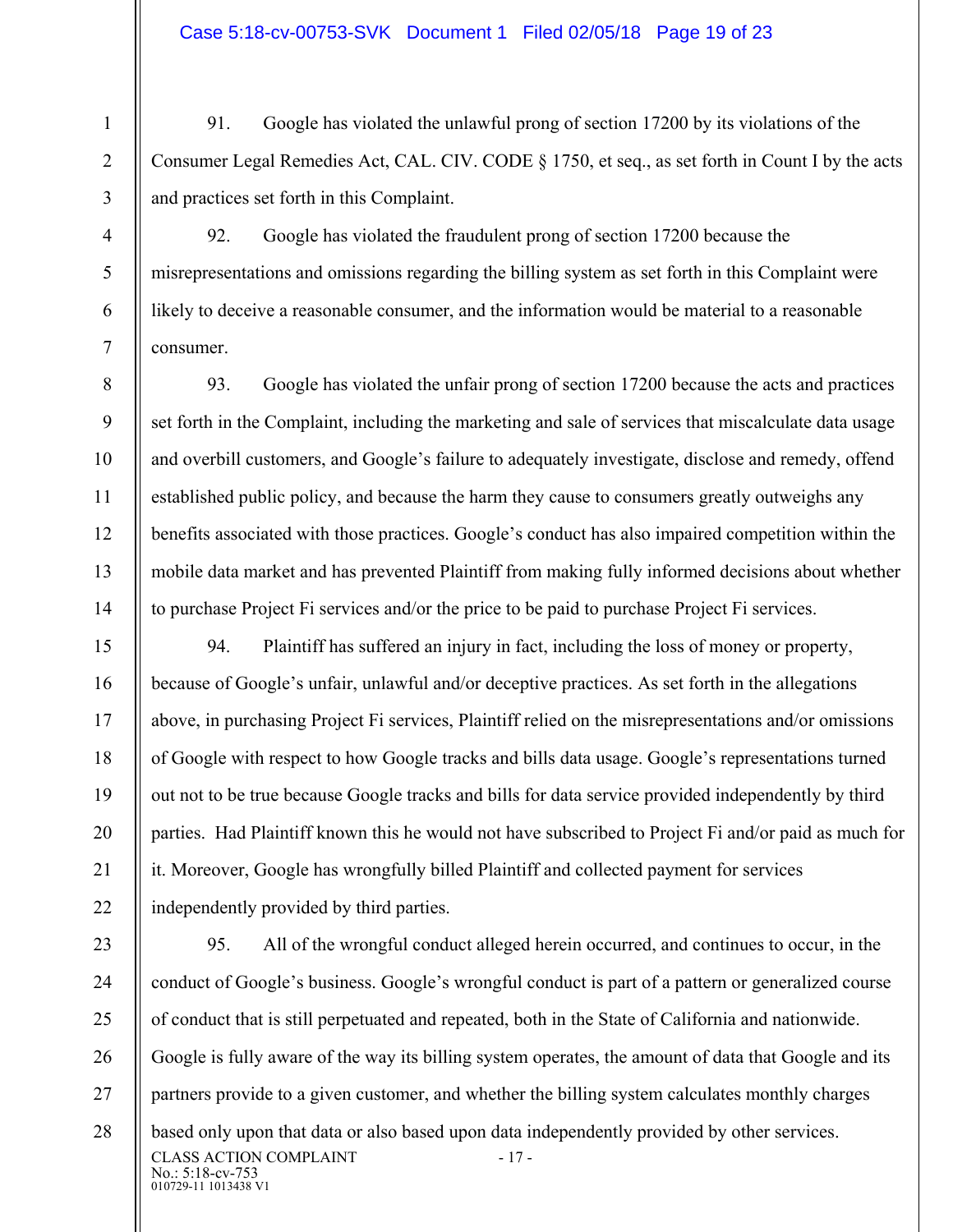91. Google has violated the unlawful prong of section 17200 by its violations of the Consumer Legal Remedies Act, CAL. CIV. CODE § 1750, et seq., as set forth in Count I by the acts and practices set forth in this Complaint.

92. Google has violated the fraudulent prong of section 17200 because the misrepresentations and omissions regarding the billing system as set forth in this Complaint were likely to deceive a reasonable consumer, and the information would be material to a reasonable consumer.

93. Google has violated the unfair prong of section 17200 because the acts and practices set forth in the Complaint, including the marketing and sale of services that miscalculate data usage and overbill customers, and Google's failure to adequately investigate, disclose and remedy, offend established public policy, and because the harm they cause to consumers greatly outweighs any benefits associated with those practices. Google's conduct has also impaired competition within the mobile data market and has prevented Plaintiff from making fully informed decisions about whether to purchase Project Fi services and/or the price to be paid to purchase Project Fi services.

94. Plaintiff has suffered an injury in fact, including the loss of money or property, because of Google's unfair, unlawful and/or deceptive practices. As set forth in the allegations above, in purchasing Project Fi services, Plaintiff relied on the misrepresentations and/or omissions of Google with respect to how Google tracks and bills data usage. Google's representations turned out not to be true because Google tracks and bills for data service provided independently by third parties. Had Plaintiff known this he would not have subscribed to Project Fi and/or paid as much for it. Moreover, Google has wrongfully billed Plaintiff and collected payment for services independently provided by third parties.

95. All of the wrongful conduct alleged herein occurred, and continues to occur, in the conduct of Google's business. Google's wrongful conduct is part of a pattern or generalized course of conduct that is still perpetuated and repeated, both in the State of California and nationwide. Google is fully aware of the way its billing system operates, the amount of data that Google and its partners provide to a given customer, and whether the billing system calculates monthly charges based only upon that data or also based upon data independently provided by other services.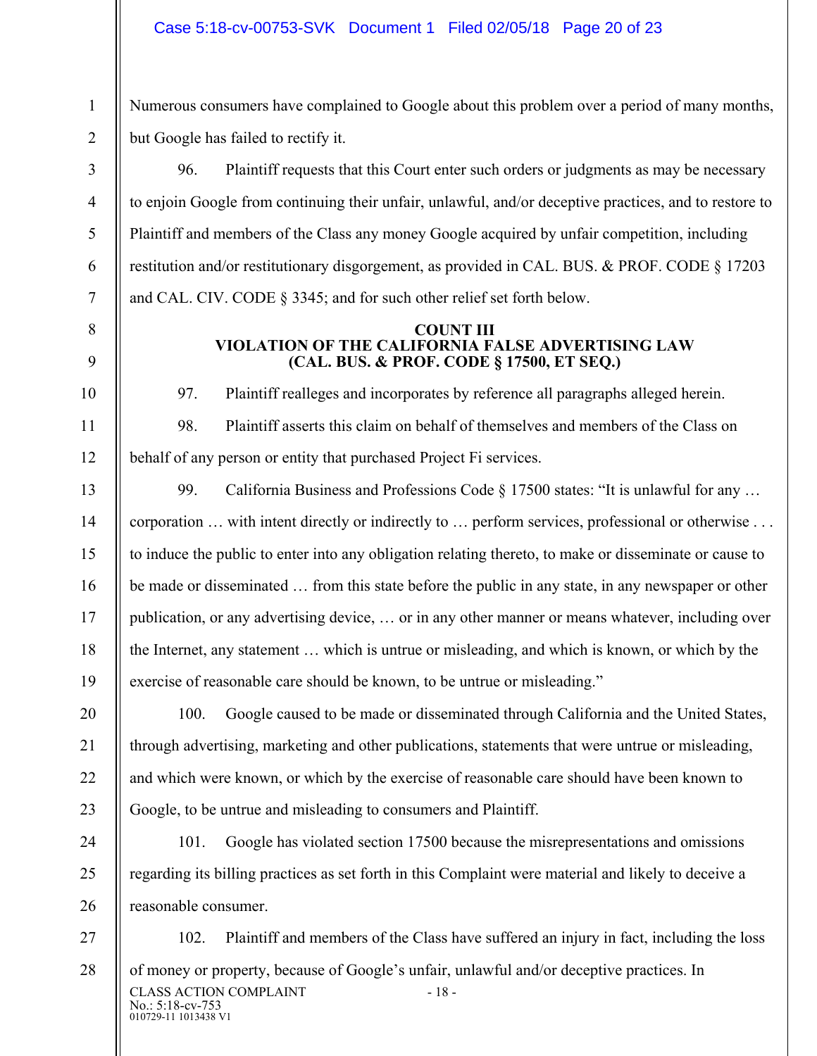Numerous consumers have complained to Google about this problem over a period of many months, but Google has failed to rectify it.

96. Plaintiff requests that this Court enter such orders or judgments as may be necessary to enjoin Google from continuing their unfair, unlawful, and/or deceptive practices, and to restore to Plaintiff and members of the Class any money Google acquired by unfair competition, including restitution and/or restitutionary disgorgement, as provided in CAL. BUS. & PROF. CODE § 17203 and CAL. CIV. CODE § 3345; and for such other relief set forth below.

**COUNT III**
**VIOLATION OF THE CALIFORNIA FALSE ADVERTISING LAW**
**(CAL. BUS. & PROF. CODE § 17500, ET SEQ.)**

97. Plaintiff realleges and incorporates by reference all paragraphs alleged herein.

98. Plaintiff asserts this claim on behalf of themselves and members of the Class on behalf of any person or entity that purchased Project Fi services.

99. California Business and Professions Code § 17500 states: "It is unlawful for any … corporation … with intent directly or indirectly to … perform services, professional or otherwise . . . to induce the public to enter into any obligation relating thereto, to make or disseminate or cause to be made or disseminated … from this state before the public in any state, in any newspaper or other publication, or any advertising device, … or in any other manner or means whatever, including over the Internet, any statement … which is untrue or misleading, and which is known, or which by the exercise of reasonable care should be known, to be untrue or misleading."

100. Google caused to be made or disseminated through California and the United States, through advertising, marketing and other publications, statements that were untrue or misleading, and which were known, or which by the exercise of reasonable care should have been known to Google, to be untrue and misleading to consumers and Plaintiff.

101. Google has violated section 17500 because the misrepresentations and omissions regarding its billing practices as set forth in this Complaint were material and likely to deceive a reasonable consumer.

102. Plaintiff and members of the Class have suffered an injury in fact, including the loss of money or property, because of Google's unfair, unlawful and/or deceptive practices. In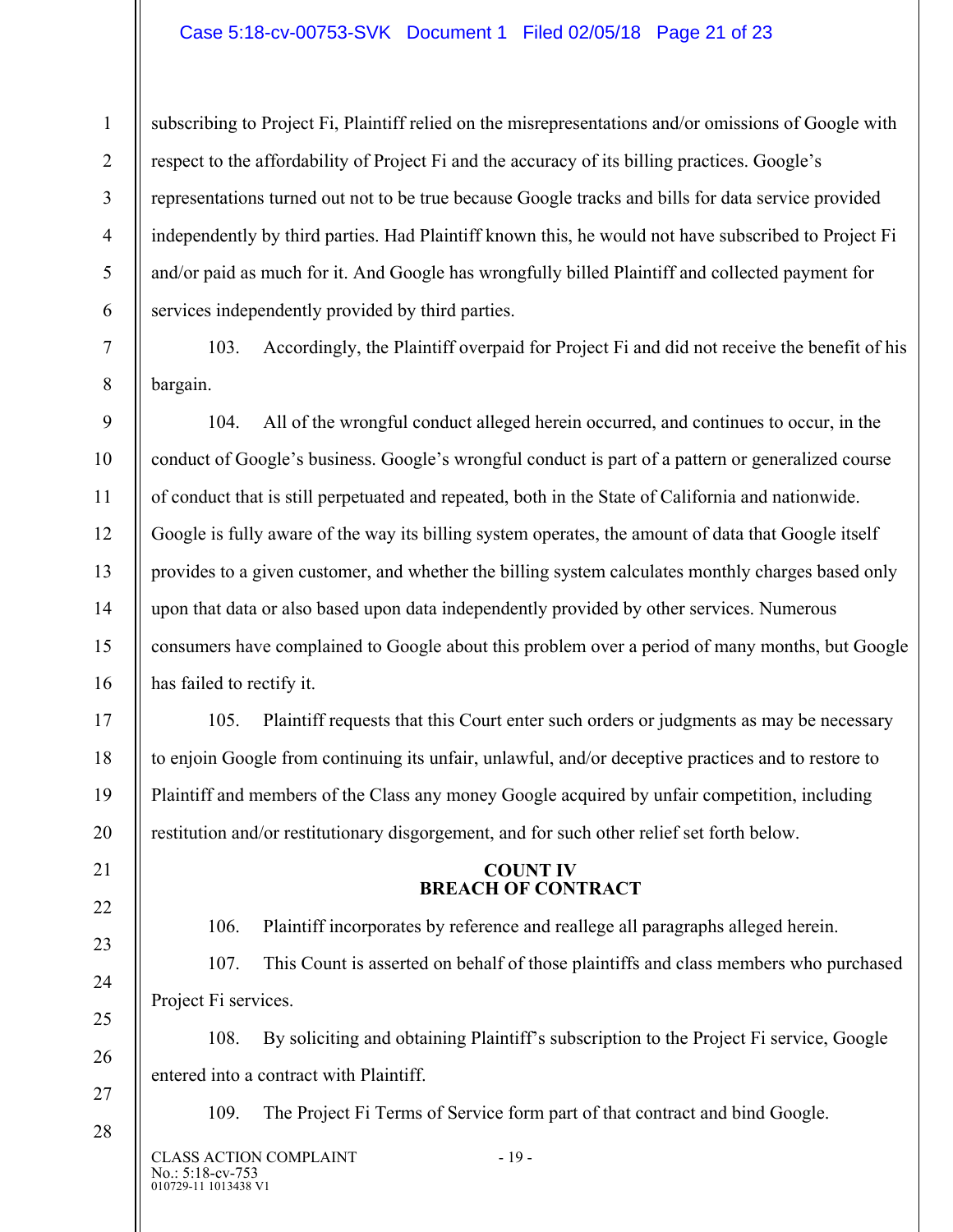subscribing to Project Fi, Plaintiff relied on the misrepresentations and/or omissions of Google with respect to the affordability of Project Fi and the accuracy of its billing practices. Google's representations turned out not to be true because Google tracks and bills for data service provided independently by third parties. Had Plaintiff known this, he would not have subscribed to Project Fi and/or paid as much for it. And Google has wrongfully billed Plaintiff and collected payment for services independently provided by third parties.

103. Accordingly, the Plaintiff overpaid for Project Fi and did not receive the benefit of his bargain.

104. All of the wrongful conduct alleged herein occurred, and continues to occur, in the conduct of Google's business. Google's wrongful conduct is part of a pattern or generalized course of conduct that is still perpetuated and repeated, both in the State of California and nationwide. Google is fully aware of the way its billing system operates, the amount of data that Google itself provides to a given customer, and whether the billing system calculates monthly charges based only upon that data or also based upon data independently provided by other services. Numerous consumers have complained to Google about this problem over a period of many months, but Google has failed to rectify it.

105. Plaintiff requests that this Court enter such orders or judgments as may be necessary to enjoin Google from continuing its unfair, unlawful, and/or deceptive practices and to restore to Plaintiff and members of the Class any money Google acquired by unfair competition, including restitution and/or restitutionary disgorgement, and for such other relief set forth below.

## COUNT IV
## BREACH OF CONTRACT

106. Plaintiff incorporates by reference and reallege all paragraphs alleged herein.

107. This Count is asserted on behalf of those plaintiffs and class members who purchased Project Fi services.

108. By soliciting and obtaining Plaintiff's subscription to the Project Fi service, Google entered into a contract with Plaintiff.

109. The Project Fi Terms of Service form part of that contract and bind Google.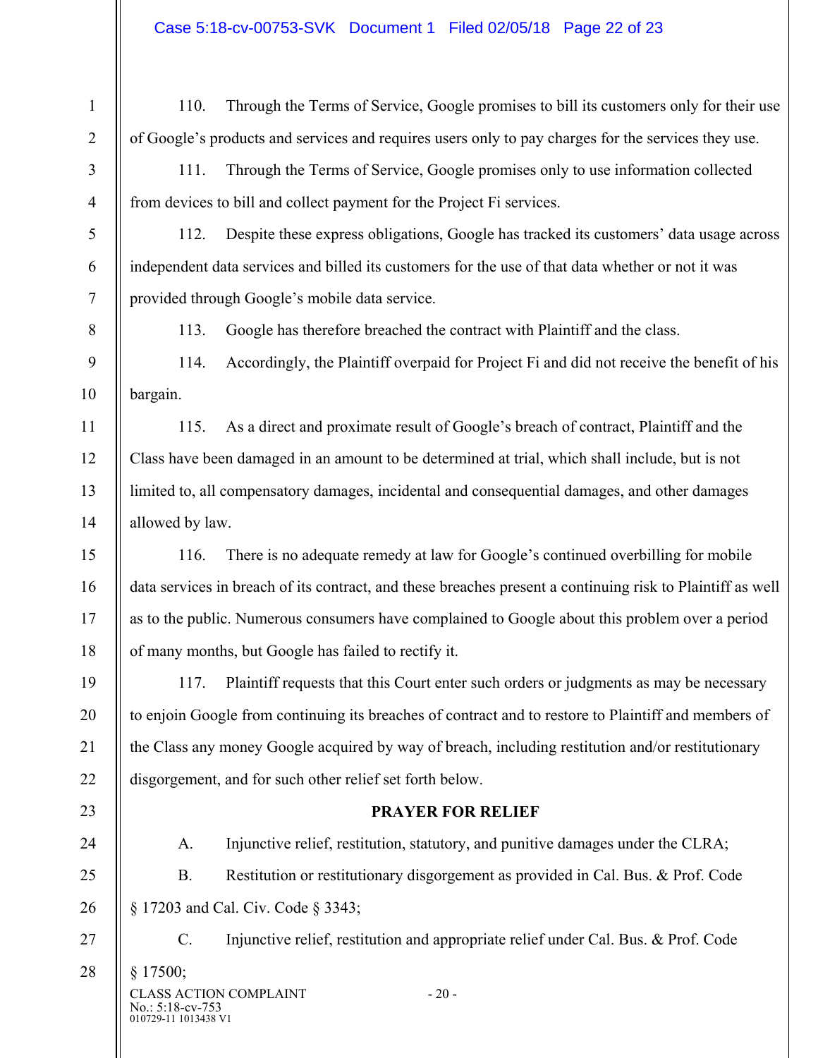110. Through the Terms of Service, Google promises to bill its customers only for their use of Google's products and services and requires users only to pay charges for the services they use.

111. Through the Terms of Service, Google promises only to use information collected from devices to bill and collect payment for the Project Fi services.

112. Despite these express obligations, Google has tracked its customers' data usage across independent data services and billed its customers for the use of that data whether or not it was provided through Google's mobile data service.

113. Google has therefore breached the contract with Plaintiff and the class.

114. Accordingly, the Plaintiff overpaid for Project Fi and did not receive the benefit of his bargain.

115. As a direct and proximate result of Google's breach of contract, Plaintiff and the Class have been damaged in an amount to be determined at trial, which shall include, but is not limited to, all compensatory damages, incidental and consequential damages, and other damages allowed by law.

116. There is no adequate remedy at law for Google's continued overbilling for mobile data services in breach of its contract, and these breaches present a continuing risk to Plaintiff as well as to the public. Numerous consumers have complained to Google about this problem over a period of many months, but Google has failed to rectify it.

117. Plaintiff requests that this Court enter such orders or judgments as may be necessary to enjoin Google from continuing its breaches of contract and to restore to Plaintiff and members of the Class any money Google acquired by way of breach, including restitution and/or restitutionary disgorgement, and for such other relief set forth below.

## PRAYER FOR RELIEF

A. Injunctive relief, restitution, statutory, and punitive damages under the CLRA;

B. Restitution or restitutionary disgorgement as provided in Cal. Bus. & Prof. Code § 17203 and Cal. Civ. Code § 3343;

C. Injunctive relief, restitution and appropriate relief under Cal. Bus. & Prof. Code § 17500;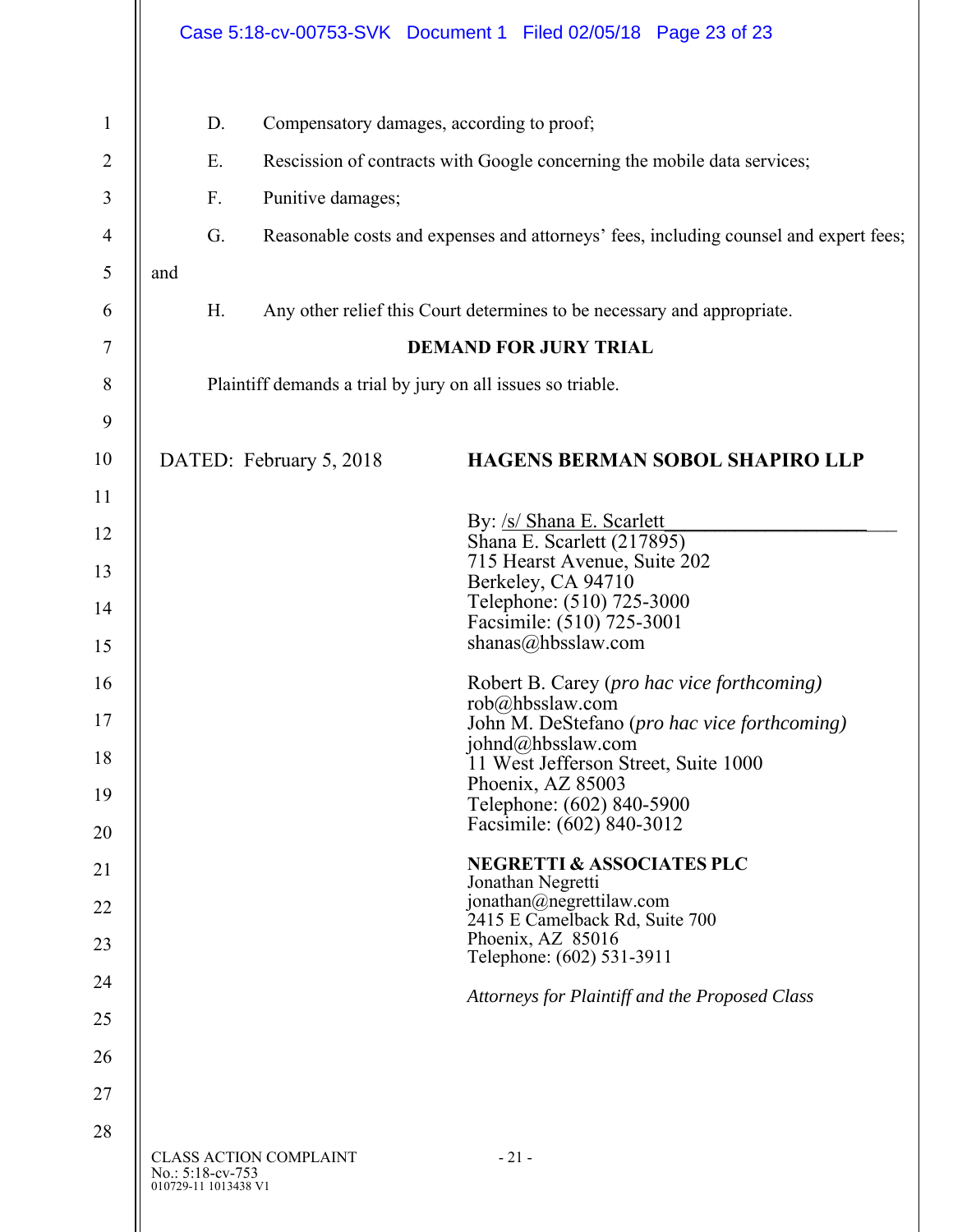D. Compensatory damages, according to proof;

E. Rescission of contracts with Google concerning the mobile data services;

F. Punitive damages;

G. Reasonable costs and expenses and attorneys' fees, including counsel and expert fees; and

H. Any other relief this Court determines to be necessary and appropriate.

**DEMAND FOR JURY TRIAL**

Plaintiff demands a trial by jury on all issues so triable.

DATED: February 5, 2018

**HAGENS BERMAN SOBOL SHAPIRO LLP**

By: /s/ Shana E. Scarlett
Shana E. Scarlett (217895)
715 Hearst Avenue, Suite 202
Berkeley, CA 94710
Telephone: (510) 725-3000
Facsimile: (510) 725-3001
shanas@hbsslaw.com

Robert B. Carey (*pro hac vice forthcoming)*
rob@hbsslaw.com
John M. DeStefano (*pro hac vice forthcoming)*
johnd@hbsslaw.com
11 West Jefferson Street, Suite 1000
Phoenix, AZ 85003
Telephone: (602) 840-5900
Facsimile: (602) 840-3012

**NEGRETTI & ASSOCIATES PLC**
Jonathan Negretti
jonathan@negrettilaw.com
2415 E Camelback Rd, Suite 700
Phoenix, AZ 85016
Telephone: (602) 531-3911

*Attorneys for Plaintiff and the Proposed Class*